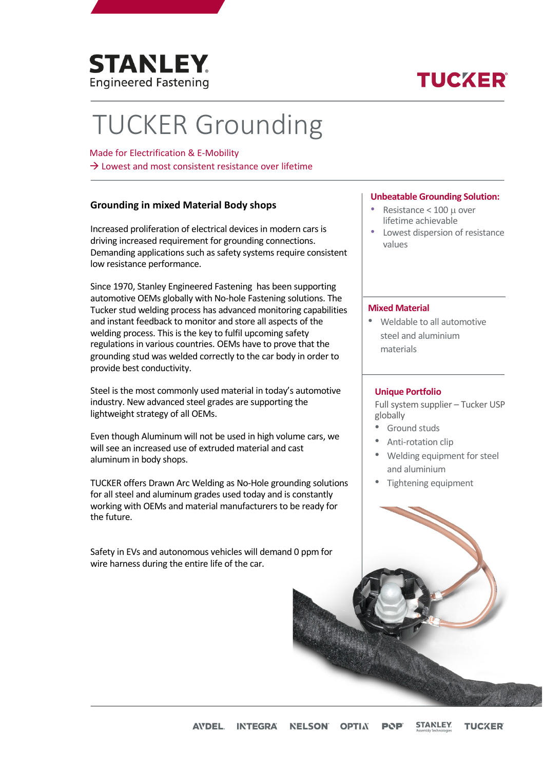STANLEY Engineered Fastening

TUCKER

# TUCKER Grounding

Made for Electrification & E-Mobility

→ Lowest and most consistent resistance over lifetime

## Grounding in mixed Material Body shops

Increased proliferation of electrical devices in modern cars is driving increased requirement for grounding connections. Demanding applications such as safety systems require consistent low resistance performance.

Since 1970, Stanley Engineered Fastening has been supporting automotive OEMs globally with No-hole Fastening solutions. The Tucker stud welding process has advanced monitoring capabilities and instant feedback to monitor and store all aspects of the welding process. This is the key to fulfil upcoming safety regulations in various countries. OEMs have to prove that the grounding stud was welded correctly to the car body in order to provide best conductivity.

Steel is the most commonly used material in today's automotive industry. New advanced steel grades are supporting the lightweight strategy of all OEMs.

Even though Aluminum will not be used in high volume cars, we will see an increased use of extruded material and cast aluminum in body shops.

TUCKER offers Drawn Arc Welding as No-Hole grounding solutions for all steel and aluminum grades used today and is constantly working with OEMs and material manufacturers to be ready for the future.

Safety in EVs and autonomous vehicles will demand 0 ppm for wire harness during the entire life of the car.

### Unbeatable Grounding Solution:

- Resistance < 100 µ over lifetime achievable
- Lowest dispersion of resistance values

### Mixed Material

- Weldable to all automotive steel and aluminium materials

### Unique Portfolio

Full system supplier – Tucker USP globally

- Ground studs
- Anti-rotation clip
- Welding equipment for steel and aluminium
- Tightening equipment

AVDEL INTEGRA NELSON OPTIA POP STANLEY Assembly Technologies TUCKER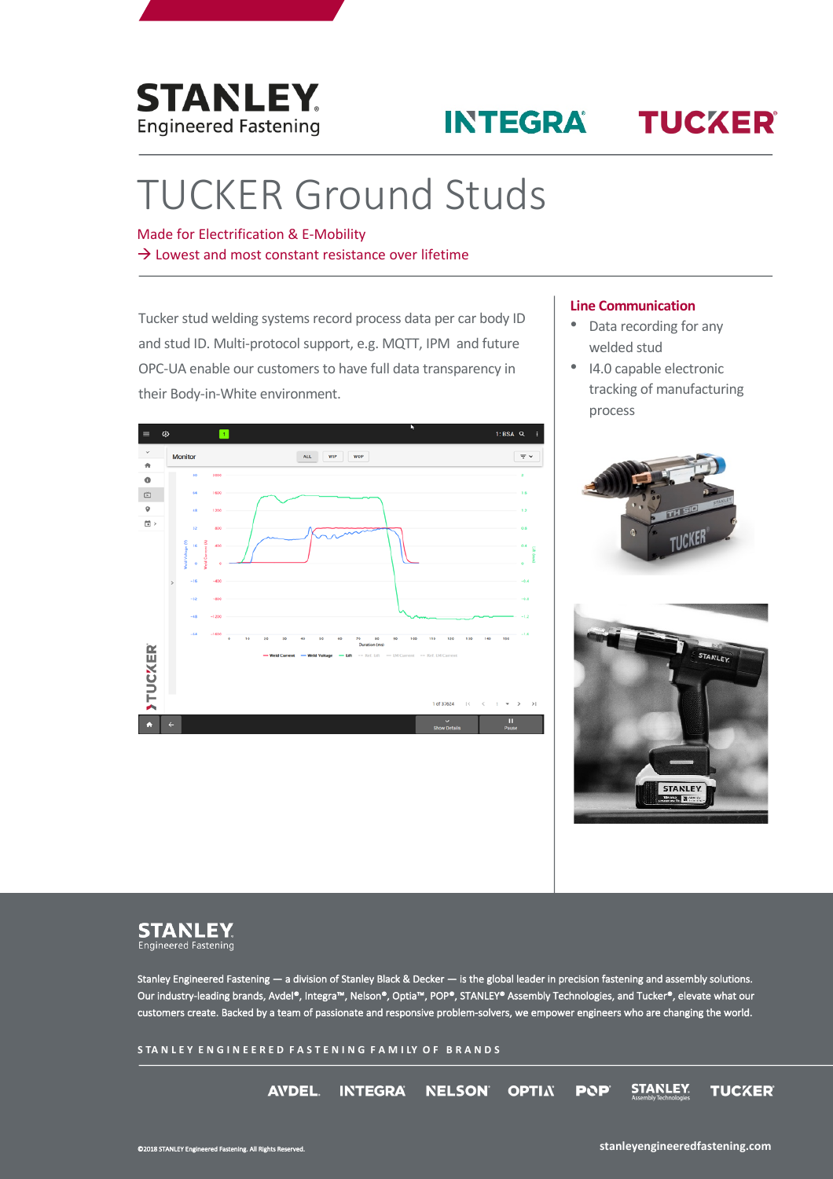STANLEY Engineered Fastening

INTEGRA TUCKER

# TUCKER Ground Studs

Made for Electrification & E-Mobility

→ Lowest and most constant resistance over lifetime

Tucker stud welding systems record process data per car body ID and stud ID. Multi-protocol support, e.g. MQTT, IPM and future OPC-UA enable our customers to have full data transparency in their Body-in-White environment.

## Line Communication

- Data recording for any welded stud
- I4.0 capable electronic tracking of manufacturing process

STANLEY Engineered Fastening

Stanley Engineered Fastening — a division of Stanley Black & Decker — is the global leader in precision fastening and assembly solutions. Our industry-leading brands, Avdel®, Integra™, Nelson®, Optia™, POP®, STANLEY® Assembly Technologies, and Tucker®, elevate what our customers create. Backed by a team of passionate and responsive problem-solvers, we empower engineers who are changing the world.

STANLEY ENGINEERED FASTENING FAMILY OF BRANDS

AVDEL. INTEGRA NELSON OPTIA POP STANLEY Assembly Technologies TUCKER

©2018 STANLEY Engineered Fastening. All Rights Reserved.

stanleyengineeredfastening.com